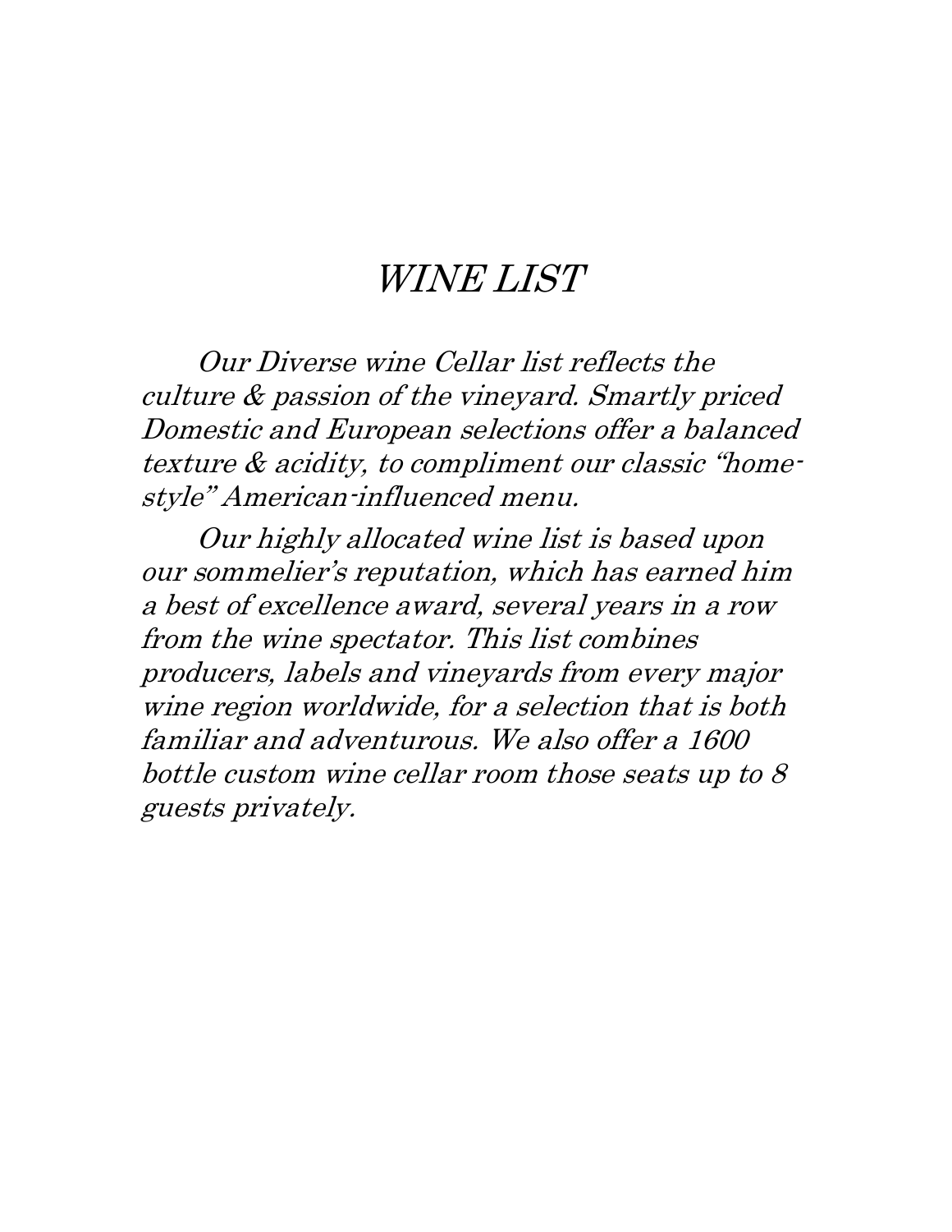# *WINE LIST*

*Our Diverse wine Cellar list reflects the culture & passion of the vineyard. Smartly priced Domestic and European selections offer a balanced texture & acidity, to compliment our classic "home-style" American-influenced menu.*

*Our highly allocated wine list is based upon our sommelier's reputation, which has earned him a best of excellence award, several years in a row from the wine spectator. This list combines producers, labels and vineyards from every major wine region worldwide, for a selection that is both familiar and adventurous. We also offer a 1600 bottle custom wine cellar room those seats up to 8 guests privately.*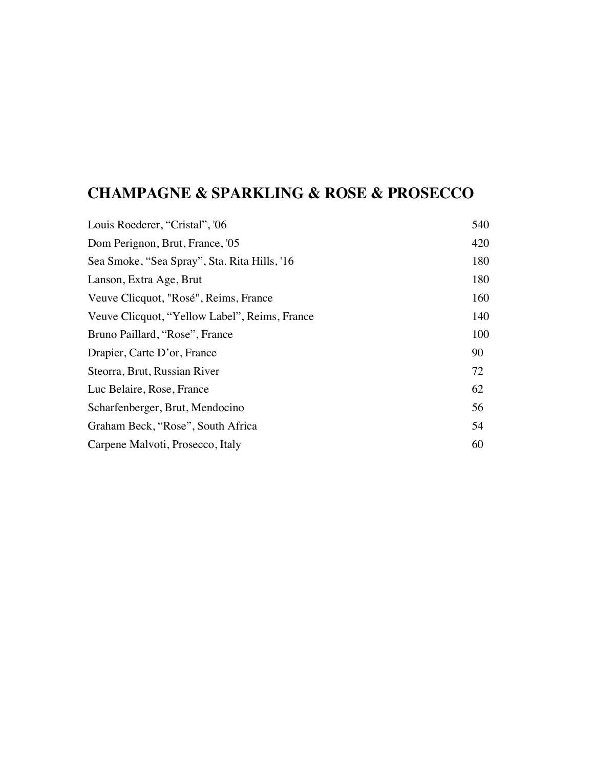## CHAMPAGNE & SPARKLING & ROSE & PROSECCO

| | |
|---|---|
| Louis Roederer, “Cristal”, '06 | 540 |
| Dom Perignon, Brut, France, '05 | 420 |
| Sea Smoke, “Sea Spray”, Sta. Rita Hills, '16 | 180 |
| Lanson, Extra Age, Brut | 180 |
| Veuve Clicquot, "Rosé", Reims, France | 160 |
| Veuve Clicquot, “Yellow Label”, Reims, France | 140 |
| Bruno Paillard, “Rose”, France | 100 |
| Drapier, Carte D’or, France | 90 |
| Steorra, Brut, Russian River | 72 |
| Luc Belaire, Rose, France | 62 |
| Scharfenberger, Brut, Mendocino | 56 |
| Graham Beck, “Rose”, South Africa | 54 |
| Carpene Malvoti, Prosecco, Italy | 60 |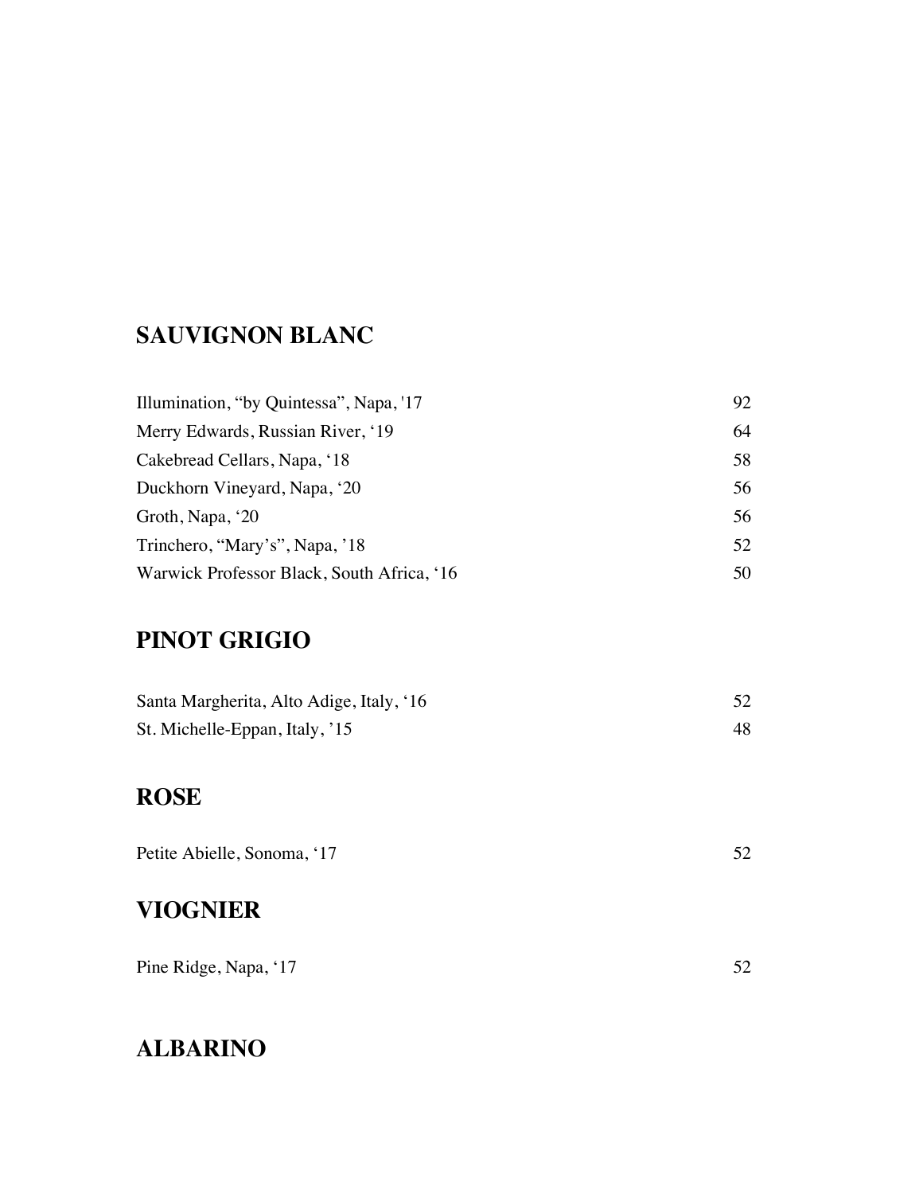## SAUVIGNON BLANC

| | |
|---|---|
| Illumination, “by Quintessa”, Napa, '17 | 92 |
| Merry Edwards, Russian River, ‘19 | 64 |
| Cakebread Cellars, Napa, ‘18 | 58 |
| Duckhorn Vineyard, Napa, ‘20 | 56 |
| Groth, Napa, ‘20 | 56 |
| Trinchero, “Mary’s”, Napa, ’18 | 52 |
| Warwick Professor Black, South Africa, ‘16 | 50 |

## PINOT GRIGIO

| | |
|---|---|
| Santa Margherita, Alto Adige, Italy, ‘16 | 52 |
| St. Michelle-Eppan, Italy, ’15 | 48 |

## ROSE

| | |
|---|---|
| Petite Abielle, Sonoma, ‘17 | 52 |

## VIOGNIER

| | |
|---|---|
| Pine Ridge, Napa, ‘17 | 52 |

## ALBARINO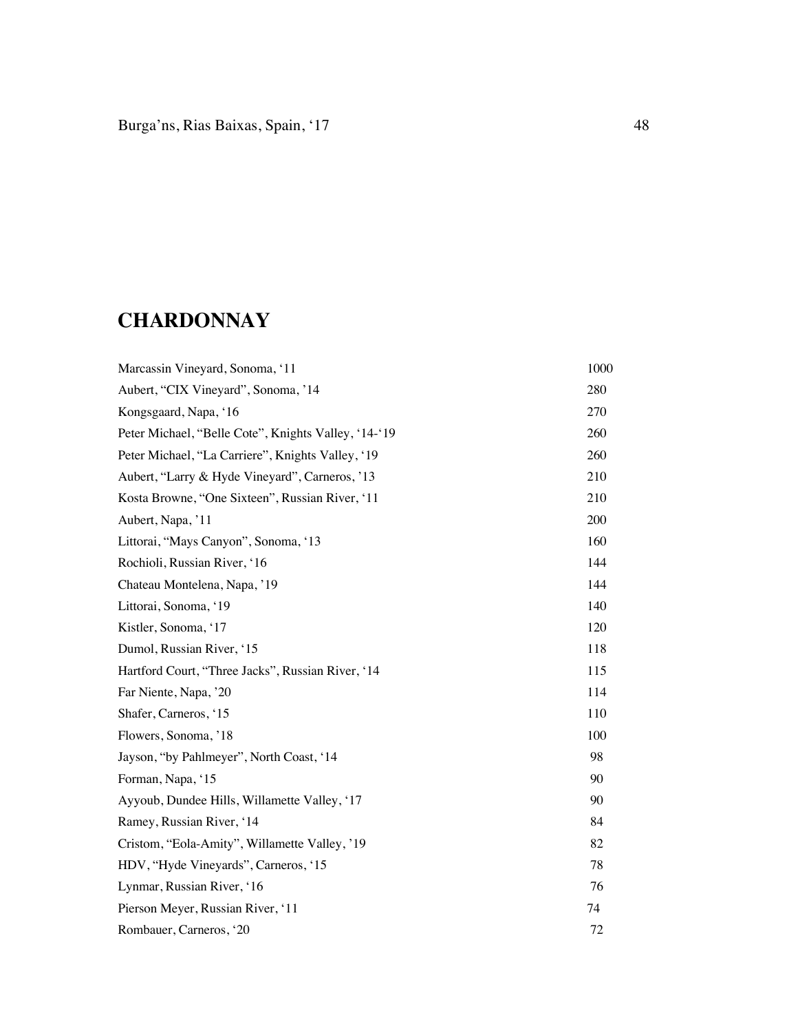| | |
|---|---|
| Burga'ns, Rias Baixas, Spain, '17 | 48 |

## CHARDONNAY

| | |
|---|---|
| Marcassin Vineyard, Sonoma, '11 | 1000 |
| Aubert, "CIX Vineyard", Sonoma, '14 | 280 |
| Kongsgaard, Napa, '16 | 270 |
| Peter Michael, "Belle Cote", Knights Valley, '14-'19 | 260 |
| Peter Michael, "La Carriere", Knights Valley, '19 | 260 |
| Aubert, "Larry & Hyde Vineyard", Carneros, '13 | 210 |
| Kosta Browne, "One Sixteen", Russian River, '11 | 210 |
| Aubert, Napa, '11 | 200 |
| Littorai, "Mays Canyon", Sonoma, '13 | 160 |
| Rochioli, Russian River, '16 | 144 |
| Chateau Montelena, Napa, '19 | 144 |
| Littorai, Sonoma, '19 | 140 |
| Kistler, Sonoma, '17 | 120 |
| Dumol, Russian River, '15 | 118 |
| Hartford Court, "Three Jacks", Russian River, '14 | 115 |
| Far Niente, Napa, '20 | 114 |
| Shafer, Carneros, '15 | 110 |
| Flowers, Sonoma, '18 | 100 |
| Jayson, "by Pahlmeyer", North Coast, '14 | 98 |
| Forman, Napa, '15 | 90 |
| Ayyoub, Dundee Hills, Willamette Valley, '17 | 90 |
| Ramey, Russian River, '14 | 84 |
| Cristom, "Eola-Amity", Willamette Valley, '19 | 82 |
| HDV, "Hyde Vineyards", Carneros, '15 | 78 |
| Lynmar, Russian River, '16 | 76 |
| Pierson Meyer, Russian River, '11 | 74 |
| Rombauer, Carneros, '20 | 72 |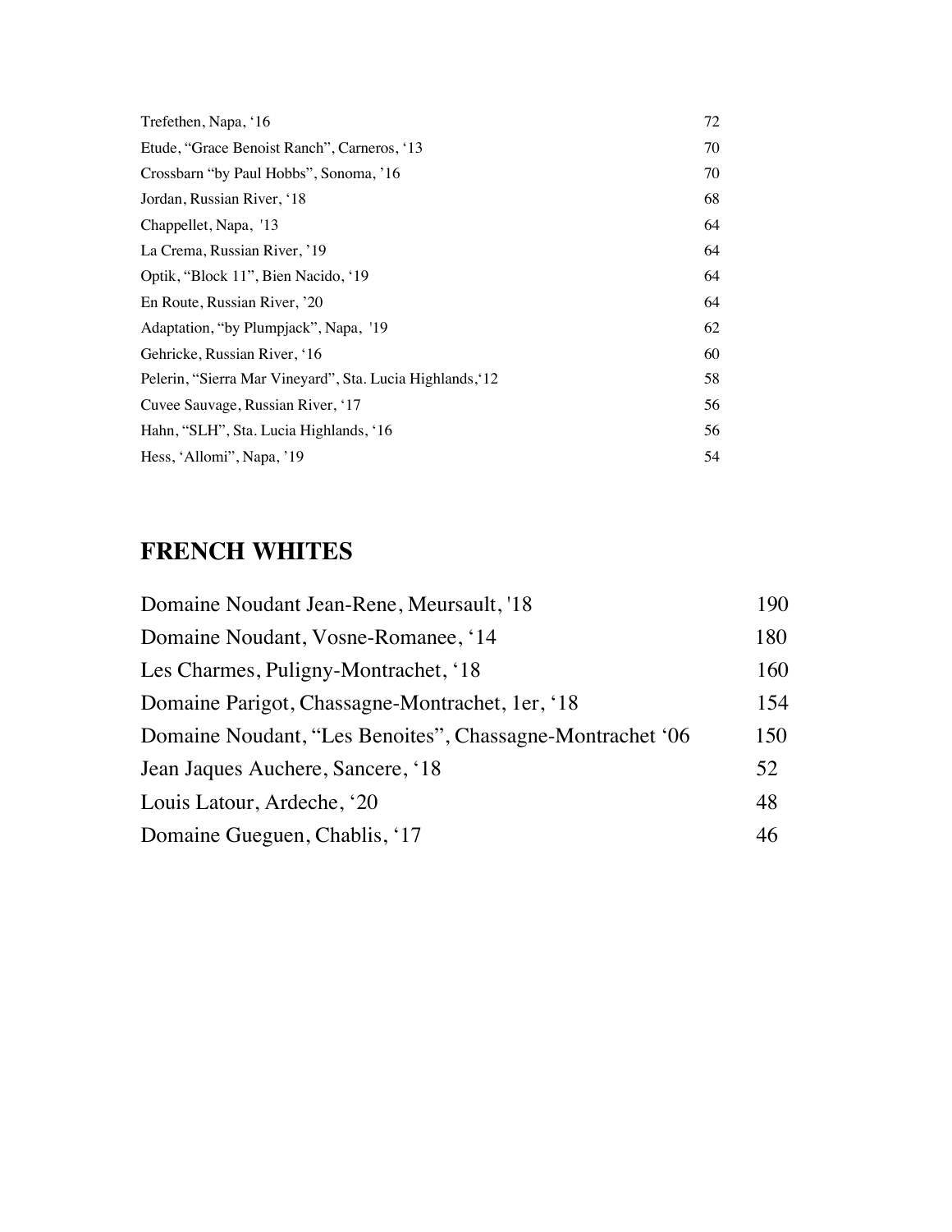| | |
|---|---|
| Trefethen, Napa, '16 | 72 |
| Etude, "Grace Benoist Ranch", Carneros, '13 | 70 |
| Crossbarn "by Paul Hobbs", Sonoma, '16 | 70 |
| Jordan, Russian River, '18 | 68 |
| Chappellet, Napa, '13 | 64 |
| La Crema, Russian River, '19 | 64 |
| Optik, "Block 11", Bien Nacido, '19 | 64 |
| En Route, Russian River, '20 | 64 |
| Adaptation, "by Plumpjack", Napa, '19 | 62 |
| Gehricke, Russian River, '16 | 60 |
| Pelerin, "Sierra Mar Vineyard", Sta. Lucia Highlands,'12 | 58 |
| Cuvee Sauvage, Russian River, '17 | 56 |
| Hahn, "SLH", Sta. Lucia Highlands, '16 | 56 |
| Hess, 'Allomi", Napa, '19 | 54 |

## FRENCH WHITES

| | |
|---|---|
| Domaine Noudant Jean-Rene, Meursault, '18 | 190 |
| Domaine Noudant, Vosne-Romanee, '14 | 180 |
| Les Charmes, Puligny-Montrachet, '18 | 160 |
| Domaine Parigot, Chassagne-Montrachet, 1er, '18 | 154 |
| Domaine Noudant, "Les Benoites", Chassagne-Montrachet '06 | 150 |
| Jean Jaques Auchere, Sancere, '18 | 52 |
| Louis Latour, Ardeche, '20 | 48 |
| Domaine Gueguen, Chablis, '17 | 46 |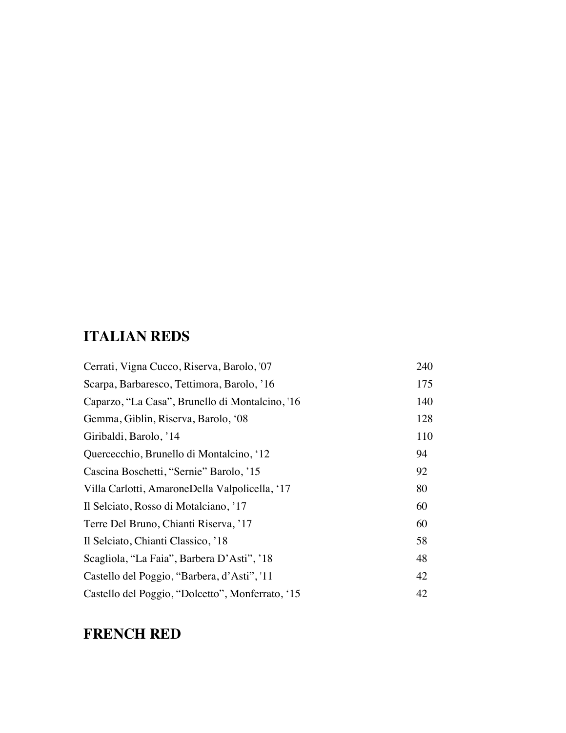## ITALIAN REDS

| | |
|---|---|
| Cerrati, Vigna Cucco, Riserva, Barolo, '07 | 240 |
| Scarpa, Barbaresco, Tettimora, Barolo, ’16 | 175 |
| Caparzo, “La Casa”, Brunello di Montalcino, '16 | 140 |
| Gemma, Giblin, Riserva, Barolo, ‘08 | 128 |
| Giribaldi, Barolo, ’14 | 110 |
| Quercecchio, Brunello di Montalcino, ‘12 | 94 |
| Cascina Boschetti, “Sernie” Barolo, ’15 | 92 |
| Villa Carlotti, AmaroneDella Valpolicella, ‘17 | 80 |
| Il Selciato, Rosso di Motalciano, ’17 | 60 |
| Terre Del Bruno, Chianti Riserva, ’17 | 60 |
| Il Selciato, Chianti Classico, ’18 | 58 |
| Scagliola, “La Faia”, Barbera D’Asti”, ’18 | 48 |
| Castello del Poggio, “Barbera, d’Asti”, '11 | 42 |
| Castello del Poggio, “Dolcetto”, Monferrato, ‘15 | 42 |

## FRENCH RED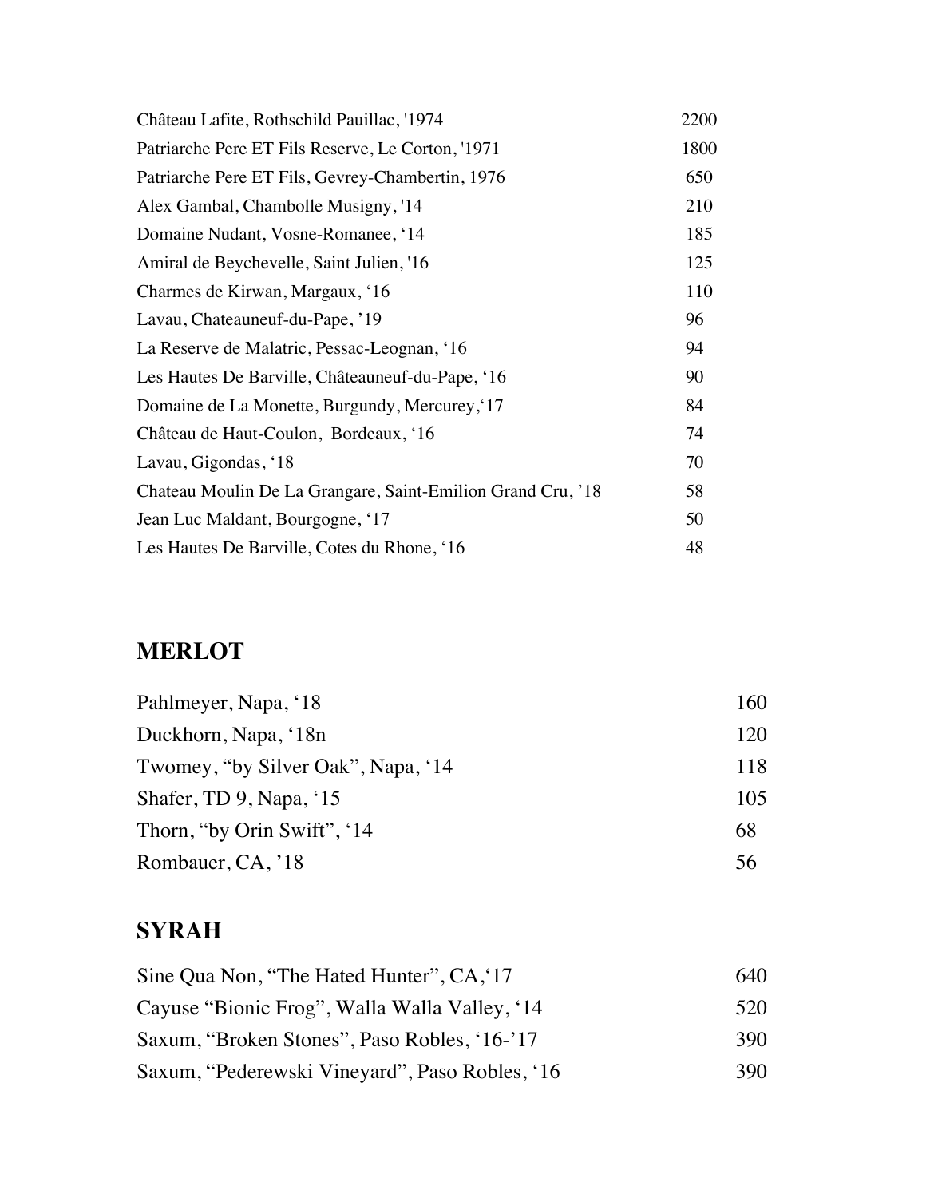| | |
|---|---|
| Château Lafite, Rothschild Pauillac, '1974 | 2200 |
| Patriarche Pere ET Fils Reserve, Le Corton, '1971 | 1800 |
| Patriarche Pere ET Fils, Gevrey-Chambertin, 1976 | 650 |
| Alex Gambal, Chambolle Musigny, '14 | 210 |
| Domaine Nudant, Vosne-Romanee, '14 | 185 |
| Amiral de Beychevelle, Saint Julien, '16 | 125 |
| Charmes de Kirwan, Margaux, '16 | 110 |
| Lavau, Chateauneuf-du-Pape, '19 | 96 |
| La Reserve de Malatric, Pessac-Leognan, '16 | 94 |
| Les Hautes De Barville, Châteauneuf-du-Pape, '16 | 90 |
| Domaine de La Monette, Burgundy, Mercurey,'17 | 84 |
| Château de Haut-Coulon, Bordeaux, '16 | 74 |
| Lavau, Gigondas, '18 | 70 |
| Chateau Moulin De La Grangare, Saint-Emilion Grand Cru, '18 | 58 |
| Jean Luc Maldant, Bourgogne, '17 | 50 |
| Les Hautes De Barville, Cotes du Rhone, '16 | 48 |

## MERLOT

| | |
|---|---|
| Pahlmeyer, Napa, '18 | 160 |
| Duckhorn, Napa, '18n | 120 |
| Twomey, "by Silver Oak", Napa, '14 | 118 |
| Shafer, TD 9, Napa, '15 | 105 |
| Thorn, "by Orin Swift", '14 | 68 |
| Rombauer, CA, '18 | 56 |

## SYRAH

| | |
|---|---|
| Sine Qua Non, "The Hated Hunter", CA,'17 | 640 |
| Cayuse "Bionic Frog", Walla Walla Valley, '14 | 520 |
| Saxum, "Broken Stones", Paso Robles, '16-'17 | 390 |
| Saxum, "Pederewski Vineyard", Paso Robles, '16 | 390 |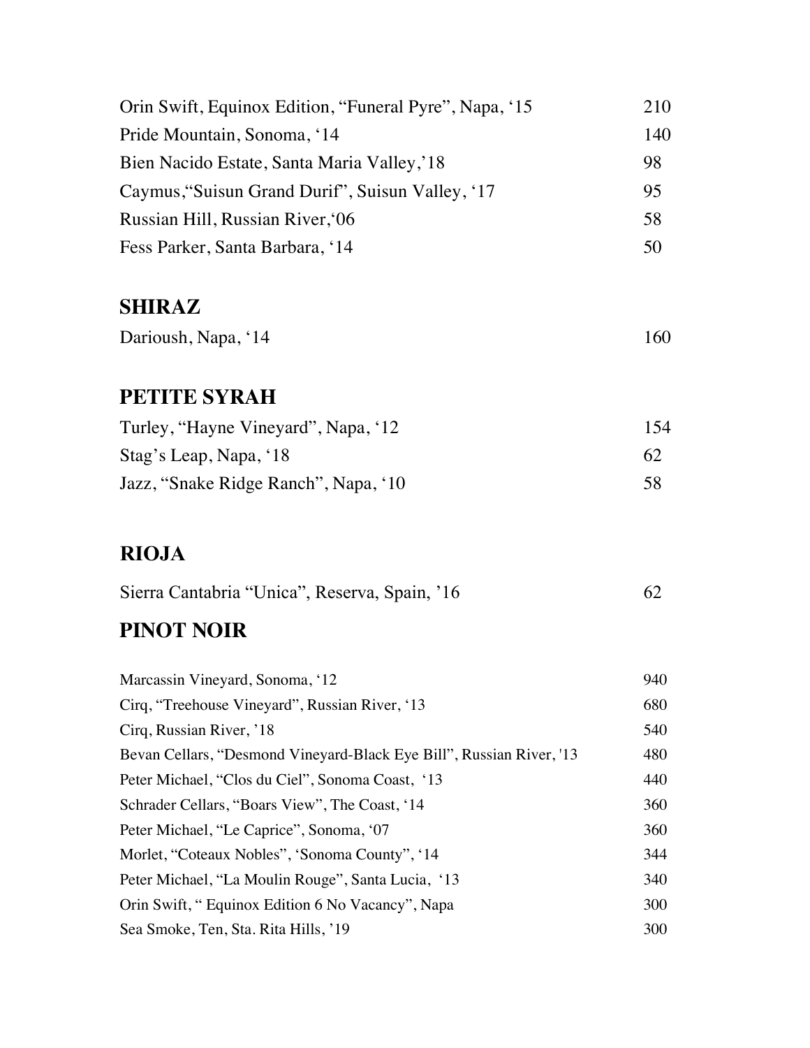| | |
|---|---|
| Orin Swift, Equinox Edition, "Funeral Pyre", Napa, '15 | 210 |
| Pride Mountain, Sonoma, '14 | 140 |
| Bien Nacido Estate, Santa Maria Valley,'18 | 98 |
| Caymus,"Suisun Grand Durif", Suisun Valley, '17 | 95 |
| Russian Hill, Russian River,'06 | 58 |
| Fess Parker, Santa Barbara, '14 | 50 |

## SHIRAZ

| | |
|---|---|
| Darioush, Napa, '14 | 160 |

## PETITE SYRAH

| | |
|---|---|
| Turley, "Hayne Vineyard", Napa, '12 | 154 |
| Stag's Leap, Napa, '18 | 62 |
| Jazz, "Snake Ridge Ranch", Napa, '10 | 58 |

## RIOJA

| | |
|---|---|
| Sierra Cantabria "Unica", Reserva, Spain, '16 | 62 |

## PINOT NOIR

| | |
|---|---|
| Marcassin Vineyard, Sonoma, '12 | 940 |
| Cirq, "Treehouse Vineyard", Russian River, '13 | 680 |
| Cirq, Russian River, '18 | 540 |
| Bevan Cellars, "Desmond Vineyard-Black Eye Bill", Russian River, '13 | 480 |
| Peter Michael, "Clos du Ciel", Sonoma Coast, '13 | 440 |
| Schrader Cellars, "Boars View", The Coast, '14 | 360 |
| Peter Michael, "Le Caprice", Sonoma, '07 | 360 |
| Morlet, "Coteaux Nobles", 'Sonoma County", '14 | 344 |
| Peter Michael, "La Moulin Rouge", Santa Lucia, '13 | 340 |
| Orin Swift, " Equinox Edition 6 No Vacancy", Napa | 300 |
| Sea Smoke, Ten, Sta. Rita Hills, '19 | 300 |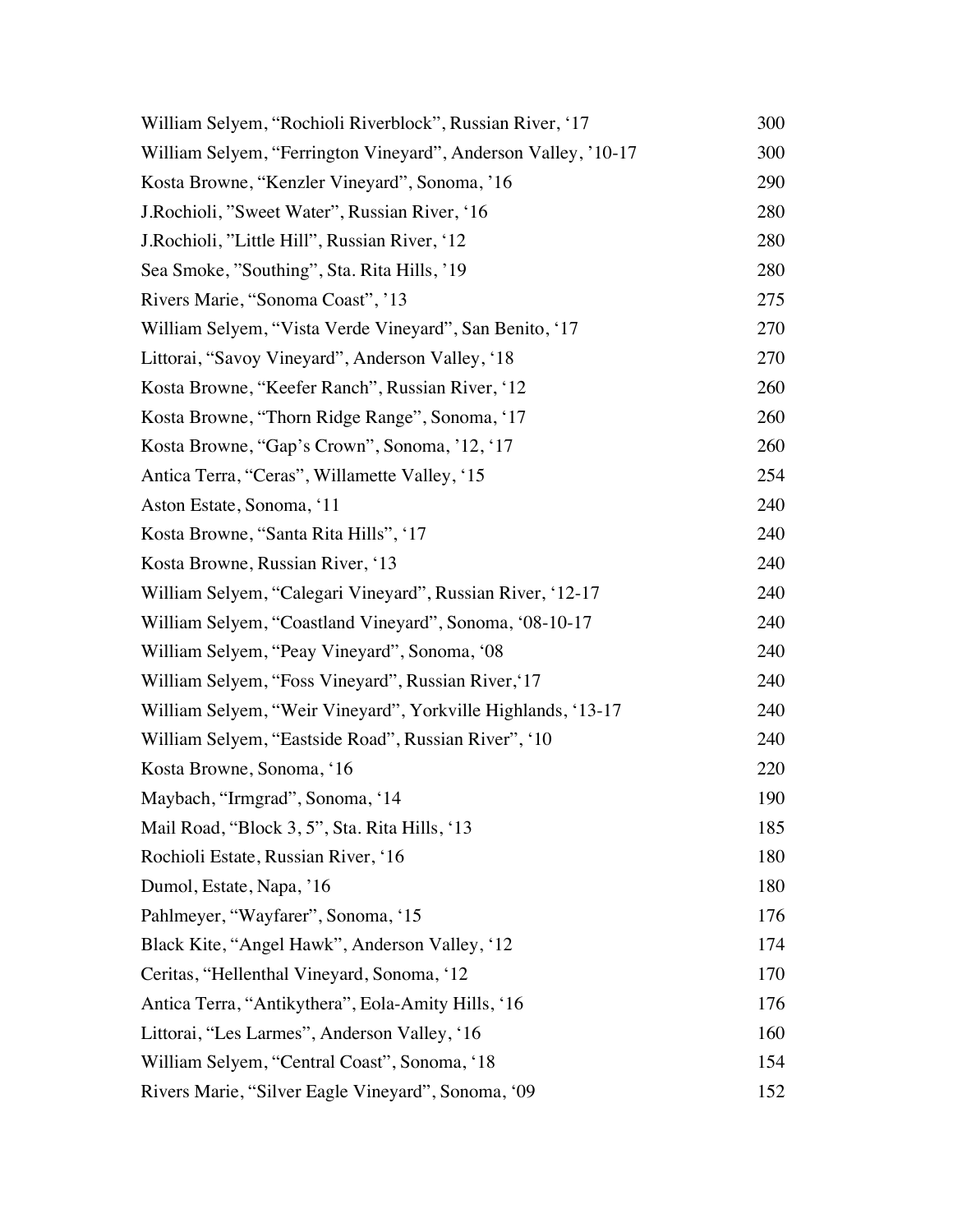| | |
|---|---|
| William Selyem, "Rochioli Riverblock", Russian River, '17 | 300 |
| William Selyem, "Ferrington Vineyard", Anderson Valley, '10-17 | 300 |
| Kosta Browne, "Kenzler Vineyard", Sonoma, '16 | 290 |
| J.Rochioli, "Sweet Water", Russian River, '16 | 280 |
| J.Rochioli, "Little Hill", Russian River, '12 | 280 |
| Sea Smoke, "Southing", Sta. Rita Hills, '19 | 280 |
| Rivers Marie, "Sonoma Coast", '13 | 275 |
| William Selyem, "Vista Verde Vineyard", San Benito, '17 | 270 |
| Littorai, "Savoy Vineyard", Anderson Valley, '18 | 270 |
| Kosta Browne, "Keefer Ranch", Russian River, '12 | 260 |
| Kosta Browne, "Thorn Ridge Range", Sonoma, '17 | 260 |
| Kosta Browne, "Gap's Crown", Sonoma, '12, '17 | 260 |
| Antica Terra, "Ceras", Willamette Valley, '15 | 254 |
| Aston Estate, Sonoma, '11 | 240 |
| Kosta Browne, "Santa Rita Hills", '17 | 240 |
| Kosta Browne, Russian River, '13 | 240 |
| William Selyem, "Calegari Vineyard", Russian River, '12-17 | 240 |
| William Selyem, "Coastland Vineyard", Sonoma, '08-10-17 | 240 |
| William Selyem, "Peay Vineyard", Sonoma, '08 | 240 |
| William Selyem, "Foss Vineyard", Russian River,'17 | 240 |
| William Selyem, "Weir Vineyard", Yorkville Highlands, '13-17 | 240 |
| William Selyem, "Eastside Road", Russian River", '10 | 240 |
| Kosta Browne, Sonoma, '16 | 220 |
| Maybach, "Irmgrad", Sonoma, '14 | 190 |
| Mail Road, "Block 3, 5", Sta. Rita Hills, '13 | 185 |
| Rochioli Estate, Russian River, '16 | 180 |
| Dumol, Estate, Napa, '16 | 180 |
| Pahlmeyer, "Wayfarer", Sonoma, '15 | 176 |
| Black Kite, "Angel Hawk", Anderson Valley, '12 | 174 |
| Ceritas, "Hellenthal Vineyard, Sonoma, '12 | 170 |
| Antica Terra, "Antikythera", Eola-Amity Hills, '16 | 176 |
| Littorai, "Les Larmes", Anderson Valley, '16 | 160 |
| William Selyem, "Central Coast", Sonoma, '18 | 154 |
| Rivers Marie, "Silver Eagle Vineyard", Sonoma, '09 | 152 |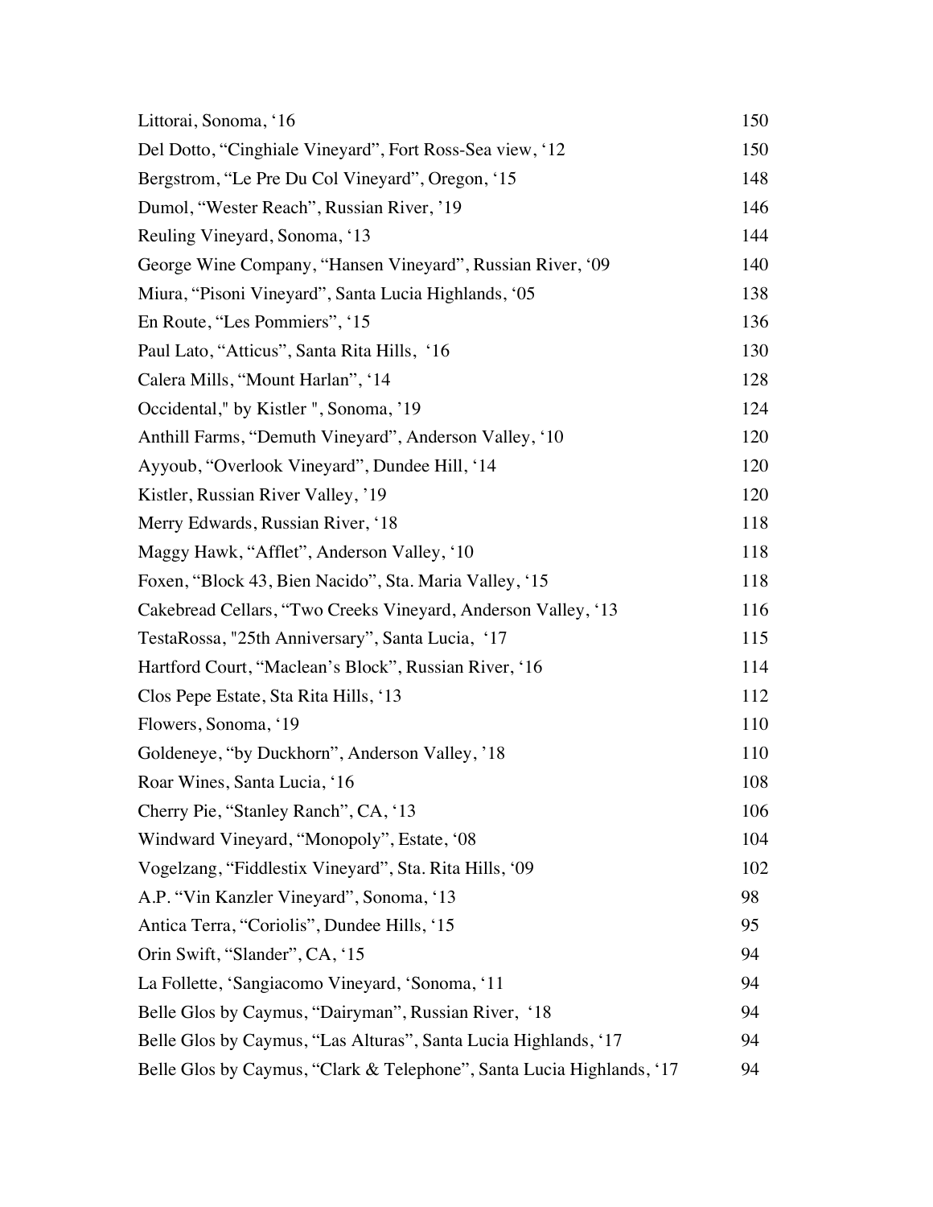| | |
|---|---|
| Littorai, Sonoma, ‘16 | 150 |
| Del Dotto, “Cinghiale Vineyard”, Fort Ross-Sea view, ‘12 | 150 |
| Bergstrom, “Le Pre Du Col Vineyard”, Oregon, ‘15 | 148 |
| Dumol, “Wester Reach”, Russian River, ’19 | 146 |
| Reuling Vineyard, Sonoma, ‘13 | 144 |
| George Wine Company, “Hansen Vineyard”, Russian River, ‘09 | 140 |
| Miura, “Pisoni Vineyard”, Santa Lucia Highlands, ‘05 | 138 |
| En Route, “Les Pommiers”, ‘15 | 136 |
| Paul Lato, “Atticus”, Santa Rita Hills, ‘16 | 130 |
| Calera Mills, “Mount Harlan”, ‘14 | 128 |
| Occidental," by Kistler ", Sonoma, ’19 | 124 |
| Anthill Farms, “Demuth Vineyard”, Anderson Valley, ‘10 | 120 |
| Ayyoub, “Overlook Vineyard”, Dundee Hill, ‘14 | 120 |
| Kistler, Russian River Valley, ’19 | 120 |
| Merry Edwards, Russian River, ‘18 | 118 |
| Maggy Hawk, “Afflet”, Anderson Valley, ‘10 | 118 |
| Foxen, “Block 43, Bien Nacido”, Sta. Maria Valley, ‘15 | 118 |
| Cakebread Cellars, “Two Creeks Vineyard, Anderson Valley, ‘13 | 116 |
| TestaRossa, "25th Anniversary”, Santa Lucia, ‘17 | 115 |
| Hartford Court, “Maclean’s Block”, Russian River, ‘16 | 114 |
| Clos Pepe Estate, Sta Rita Hills, ‘13 | 112 |
| Flowers, Sonoma, ‘19 | 110 |
| Goldeneye, “by Duckhorn”, Anderson Valley, ’18 | 110 |
| Roar Wines, Santa Lucia, ‘16 | 108 |
| Cherry Pie, “Stanley Ranch”, CA, ‘13 | 106 |
| Windward Vineyard, “Monopoly”, Estate, ‘08 | 104 |
| Vogelzang, “Fiddlestix Vineyard”, Sta. Rita Hills, ‘09 | 102 |
| A.P. “Vin Kanzler Vineyard”, Sonoma, ‘13 | 98 |
| Antica Terra, “Coriolis”, Dundee Hills, ‘15 | 95 |
| Orin Swift, “Slander”, CA, ‘15 | 94 |
| La Follette, ‘Sangiacomo Vineyard, ‘Sonoma, ‘11 | 94 |
| Belle Glos by Caymus, “Dairyman”, Russian River, ‘18 | 94 |
| Belle Glos by Caymus, “Las Alturas”, Santa Lucia Highlands, ‘17 | 94 |
| Belle Glos by Caymus, “Clark & Telephone”, Santa Lucia Highlands, ‘17 | 94 |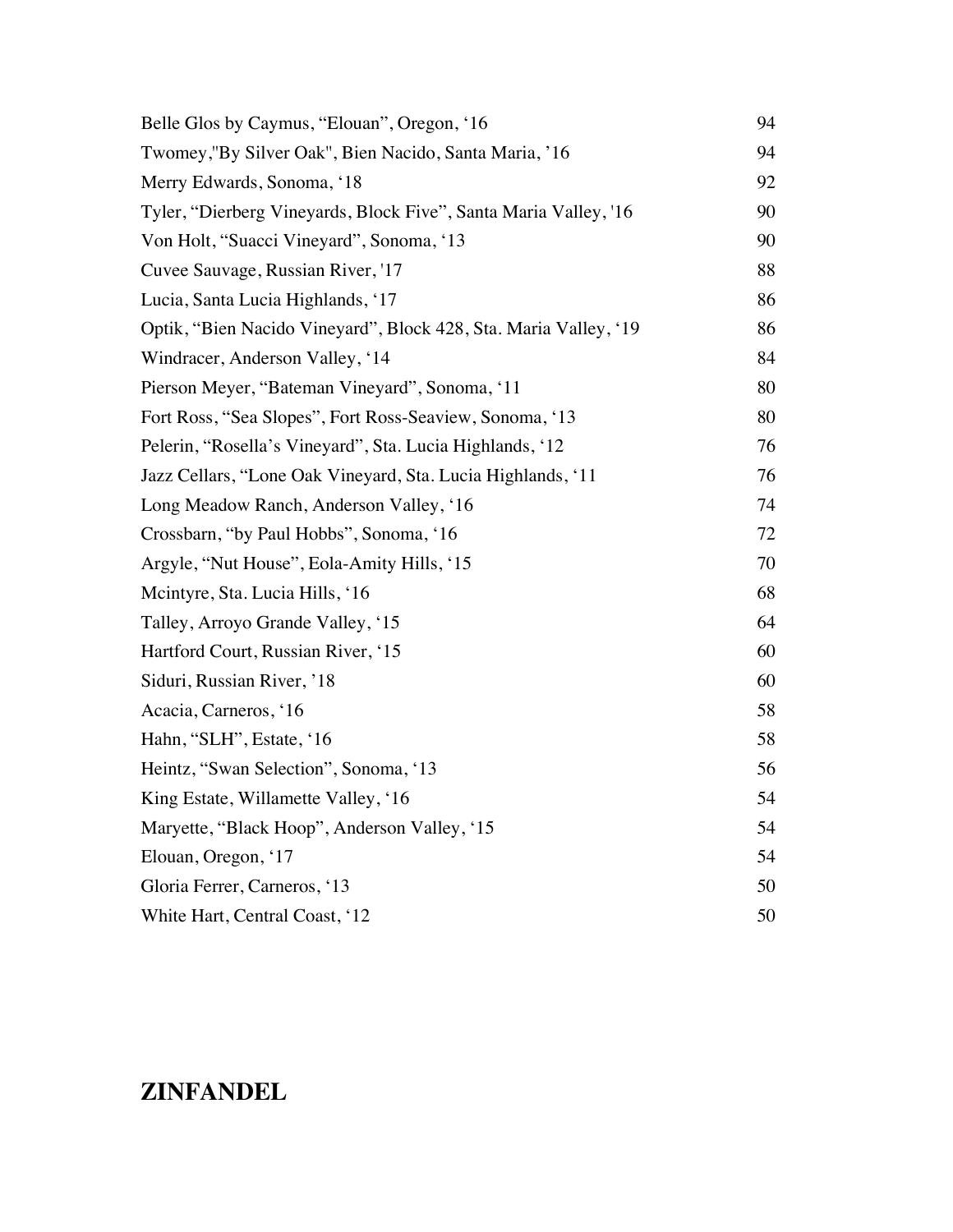| | |
|---|---|
| Belle Glos by Caymus, "Elouan", Oregon, '16 | 94 |
| Twomey,"By Silver Oak", Bien Nacido, Santa Maria, '16 | 94 |
| Merry Edwards, Sonoma, '18 | 92 |
| Tyler, "Dierberg Vineyards, Block Five", Santa Maria Valley, '16 | 90 |
| Von Holt, "Suacci Vineyard", Sonoma, '13 | 90 |
| Cuvee Sauvage, Russian River, '17 | 88 |
| Lucia, Santa Lucia Highlands, '17 | 86 |
| Optik, "Bien Nacido Vineyard", Block 428, Sta. Maria Valley, '19 | 86 |
| Windracer, Anderson Valley, '14 | 84 |
| Pierson Meyer, "Bateman Vineyard", Sonoma, '11 | 80 |
| Fort Ross, "Sea Slopes", Fort Ross-Seaview, Sonoma, '13 | 80 |
| Pelerin, "Rosella's Vineyard", Sta. Lucia Highlands, '12 | 76 |
| Jazz Cellars, "Lone Oak Vineyard, Sta. Lucia Highlands, '11 | 76 |
| Long Meadow Ranch, Anderson Valley, '16 | 74 |
| Crossbarn, "by Paul Hobbs", Sonoma, '16 | 72 |
| Argyle, "Nut House", Eola-Amity Hills, '15 | 70 |
| Mcintyre, Sta. Lucia Hills, '16 | 68 |
| Talley, Arroyo Grande Valley, '15 | 64 |
| Hartford Court, Russian River, '15 | 60 |
| Siduri, Russian River, '18 | 60 |
| Acacia, Carneros, '16 | 58 |
| Hahn, "SLH", Estate, '16 | 58 |
| Heintz, "Swan Selection", Sonoma, '13 | 56 |
| King Estate, Willamette Valley, '16 | 54 |
| Maryette, "Black Hoop", Anderson Valley, '15 | 54 |
| Elouan, Oregon, '17 | 54 |
| Gloria Ferrer, Carneros, '13 | 50 |
| White Hart, Central Coast, '12 | 50 |

## ZINFANDEL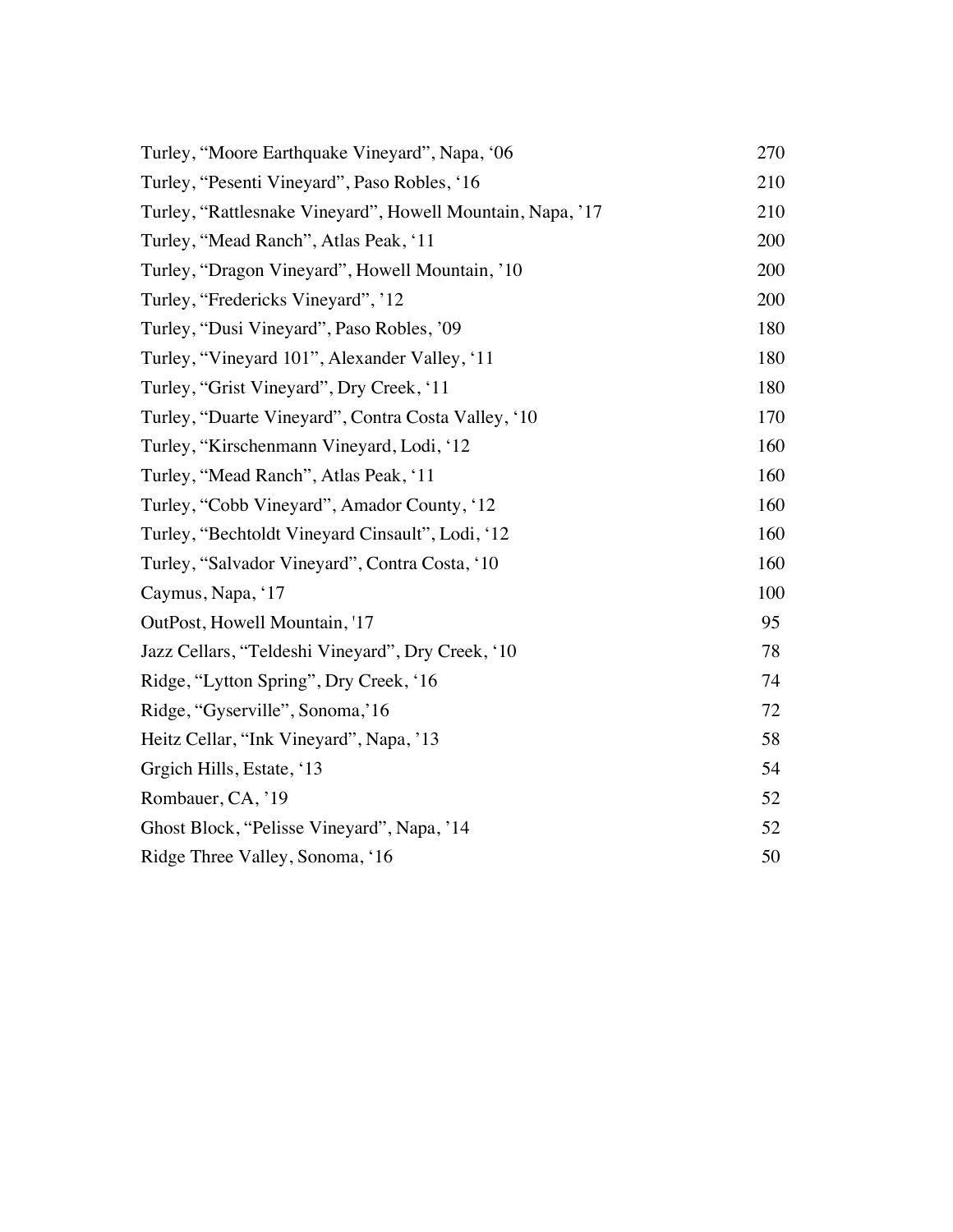| | |
|---|---|
| Turley, “Moore Earthquake Vineyard”, Napa, ‘06 | 270 |
| Turley, “Pesenti Vineyard”, Paso Robles, ‘16 | 210 |
| Turley, “Rattlesnake Vineyard”, Howell Mountain, Napa, ’17 | 210 |
| Turley, “Mead Ranch”, Atlas Peak, ‘11 | 200 |
| Turley, “Dragon Vineyard”, Howell Mountain, ’10 | 200 |
| Turley, “Fredericks Vineyard”, ’12 | 200 |
| Turley, “Dusi Vineyard”, Paso Robles, ’09 | 180 |
| Turley, “Vineyard 101”, Alexander Valley, ‘11 | 180 |
| Turley, “Grist Vineyard”, Dry Creek, ‘11 | 180 |
| Turley, “Duarte Vineyard”, Contra Costa Valley, ‘10 | 170 |
| Turley, “Kirschenmann Vineyard, Lodi, ‘12 | 160 |
| Turley, “Mead Ranch”, Atlas Peak, ‘11 | 160 |
| Turley, “Cobb Vineyard”, Amador County, ‘12 | 160 |
| Turley, “Bechtoldt Vineyard Cinsault”, Lodi, ‘12 | 160 |
| Turley, “Salvador Vineyard”, Contra Costa, ‘10 | 160 |
| Caymus, Napa, ‘17 | 100 |
| OutPost, Howell Mountain, '17 | 95 |
| Jazz Cellars, “Teldeshi Vineyard”, Dry Creek, ‘10 | 78 |
| Ridge, “Lytton Spring”, Dry Creek, ‘16 | 74 |
| Ridge, “Gyserville”, Sonoma,’16 | 72 |
| Heitz Cellar, “Ink Vineyard”, Napa, ’13 | 58 |
| Grgich Hills, Estate, ‘13 | 54 |
| Rombauer, CA, ’19 | 52 |
| Ghost Block, “Pelisse Vineyard”, Napa, ’14 | 52 |
| Ridge Three Valley, Sonoma, ‘16 | 50 |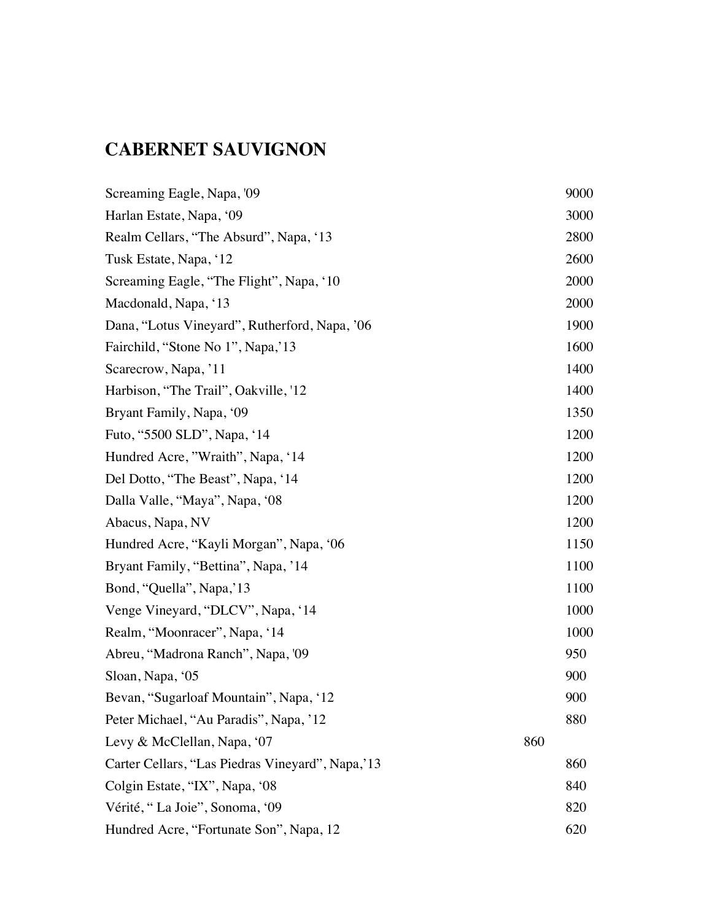## CABERNET SAUVIGNON

| | |
|---|---|
| Screaming Eagle, Napa, '09 | 9000 |
| Harlan Estate, Napa, '09 | 3000 |
| Realm Cellars, "The Absurd", Napa, '13 | 2800 |
| Tusk Estate, Napa, '12 | 2600 |
| Screaming Eagle, "The Flight", Napa, '10 | 2000 |
| Macdonald, Napa, '13 | 2000 |
| Dana, "Lotus Vineyard", Rutherford, Napa, '06 | 1900 |
| Fairchild, "Stone No 1", Napa,'13 | 1600 |
| Scarecrow, Napa, '11 | 1400 |
| Harbison, "The Trail", Oakville, '12 | 1400 |
| Bryant Family, Napa, '09 | 1350 |
| Futo, "5500 SLD", Napa, '14 | 1200 |
| Hundred Acre, "Wraith", Napa, '14 | 1200 |
| Del Dotto, "The Beast", Napa, '14 | 1200 |
| Dalla Valle, "Maya", Napa, '08 | 1200 |
| Abacus, Napa, NV | 1200 |
| Hundred Acre, "Kayli Morgan", Napa, '06 | 1150 |
| Bryant Family, "Bettina", Napa, '14 | 1100 |
| Bond, "Quella", Napa,'13 | 1100 |
| Venge Vineyard, "DLCV", Napa, '14 | 1000 |
| Realm, "Moonracer", Napa, '14 | 1000 |
| Abreu, "Madrona Ranch", Napa, '09 | 950 |
| Sloan, Napa, '05 | 900 |
| Bevan, "Sugarloaf Mountain", Napa, '12 | 900 |
| Peter Michael, "Au Paradis", Napa, '12 | 880 |
| Levy & McClellan, Napa, '07 | 860 |
| Carter Cellars, "Las Piedras Vineyard", Napa,'13 | 860 |
| Colgin Estate, "IX", Napa, '08 | 840 |
| Vérité, " La Joie", Sonoma, '09 | 820 |
| Hundred Acre, "Fortunate Son", Napa, 12 | 620 |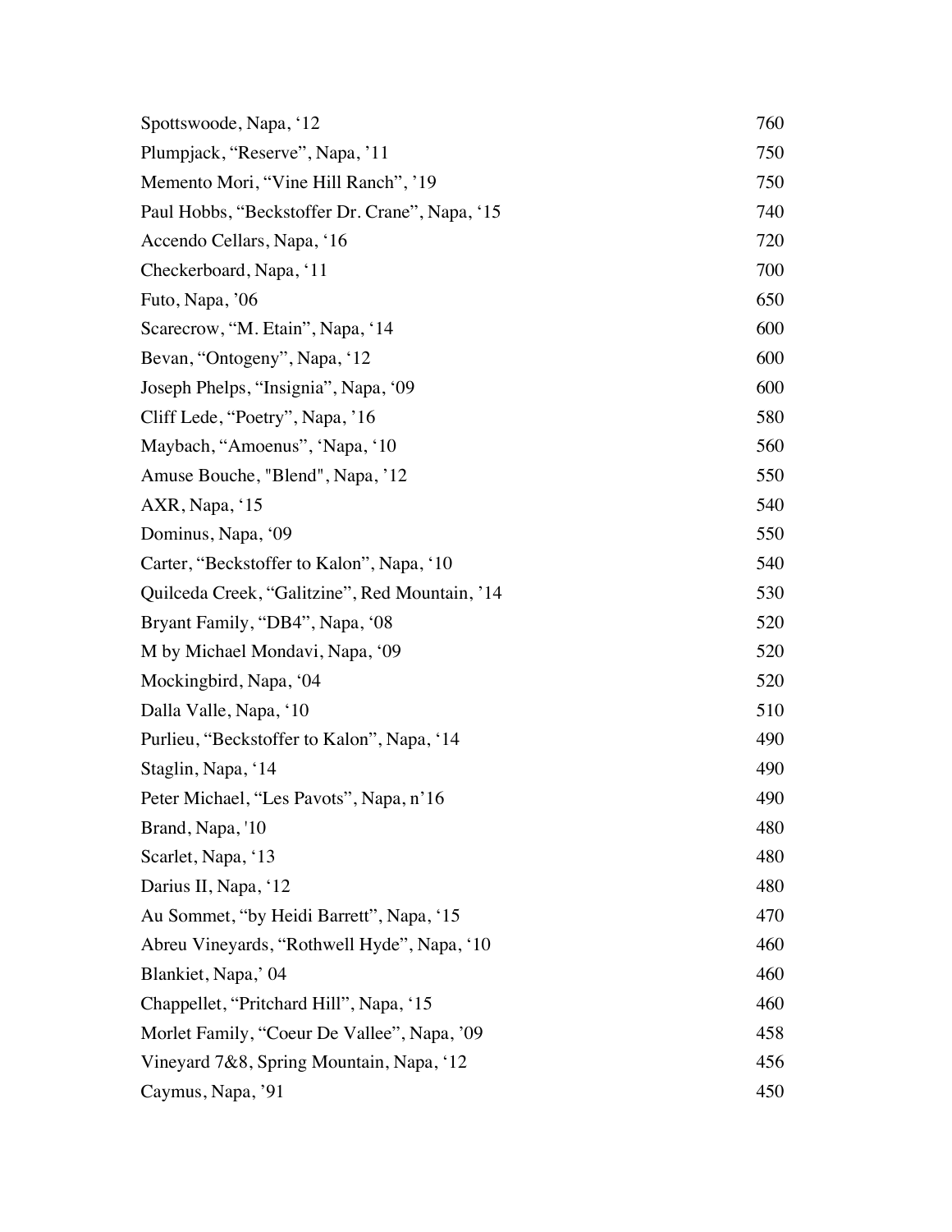| | |
|---|---|
| Spottswoode, Napa, ‘12 | 760 |
| Plumpjack, “Reserve”, Napa, ’11 | 750 |
| Memento Mori, “Vine Hill Ranch”, ’19 | 750 |
| Paul Hobbs, “Beckstoffer Dr. Crane”, Napa, ‘15 | 740 |
| Accendo Cellars, Napa, ‘16 | 720 |
| Checkerboard, Napa, ‘11 | 700 |
| Futo, Napa, ’06 | 650 |
| Scarecrow, “M. Etain”, Napa, ‘14 | 600 |
| Bevan, “Ontogeny”, Napa, ‘12 | 600 |
| Joseph Phelps, “Insignia”, Napa, ‘09 | 600 |
| Cliff Lede, “Poetry”, Napa, ’16 | 580 |
| Maybach, “Amoenus”, ‘Napa, ‘10 | 560 |
| Amuse Bouche, "Blend", Napa, ’12 | 550 |
| AXR, Napa, ‘15 | 540 |
| Dominus, Napa, ‘09 | 550 |
| Carter, “Beckstoffer to Kalon”, Napa, ‘10 | 540 |
| Quilceda Creek, “Galitzine”, Red Mountain, ’14 | 530 |
| Bryant Family, “DB4”, Napa, ‘08 | 520 |
| M by Michael Mondavi, Napa, ‘09 | 520 |
| Mockingbird, Napa, ‘04 | 520 |
| Dalla Valle, Napa, ‘10 | 510 |
| Purlieu, “Beckstoffer to Kalon”, Napa, ‘14 | 490 |
| Staglin, Napa, ‘14 | 490 |
| Peter Michael, “Les Pavots”, Napa, n’16 | 490 |
| Brand, Napa, '10 | 480 |
| Scarlet, Napa, ‘13 | 480 |
| Darius II, Napa, ‘12 | 480 |
| Au Sommet, “by Heidi Barrett”, Napa, ‘15 | 470 |
| Abreu Vineyards, “Rothwell Hyde”, Napa, ‘10 | 460 |
| Blankiet, Napa,’ 04 | 460 |
| Chappellet, “Pritchard Hill”, Napa, ‘15 | 460 |
| Morlet Family, “Coeur De Vallee”, Napa, ’09 | 458 |
| Vineyard 7&8, Spring Mountain, Napa, ‘12 | 456 |
| Caymus, Napa, ’91 | 450 |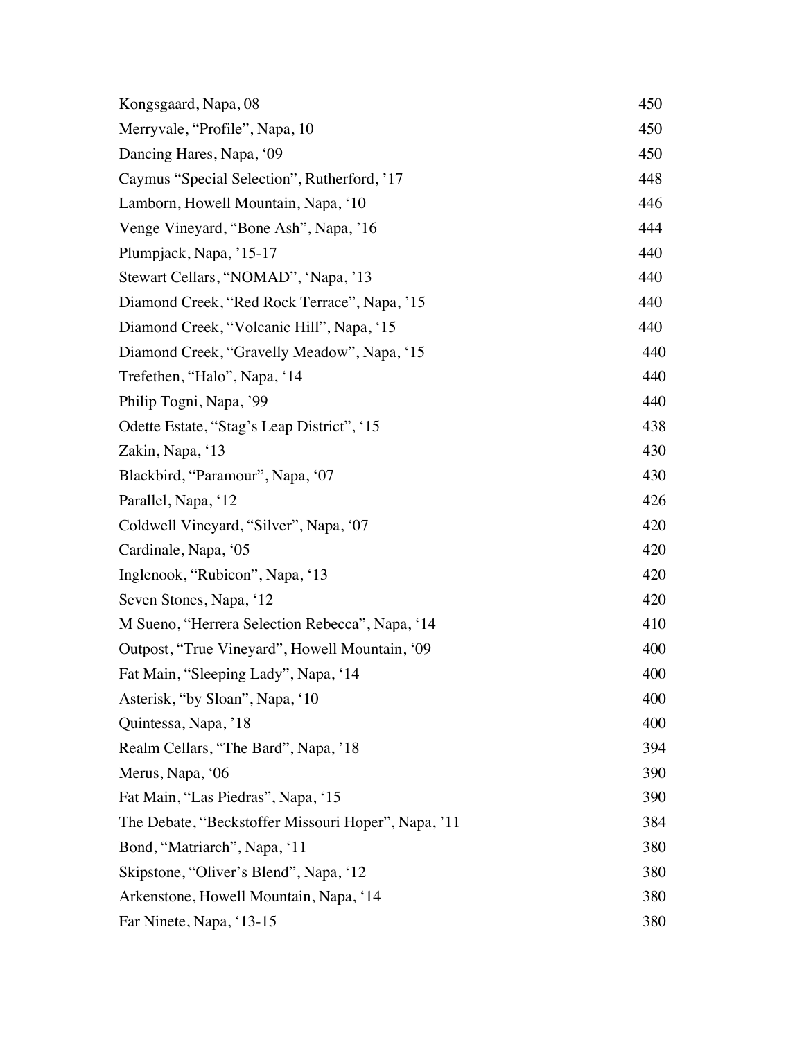| | |
|---|---|
| Kongsgaard, Napa, 08 | 450 |
| Merryvale, “Profile”, Napa, 10 | 450 |
| Dancing Hares, Napa, ‘09 | 450 |
| Caymus “Special Selection”, Rutherford, ’17 | 448 |
| Lamborn, Howell Mountain, Napa, ‘10 | 446 |
| Venge Vineyard, “Bone Ash”, Napa, ’16 | 444 |
| Plumpjack, Napa, ’15-17 | 440 |
| Stewart Cellars, “NOMAD”, ‘Napa, ’13 | 440 |
| Diamond Creek, “Red Rock Terrace”, Napa, ’15 | 440 |
| Diamond Creek, “Volcanic Hill”, Napa, ‘15 | 440 |
| Diamond Creek, “Gravelly Meadow”, Napa, ‘15 | 440 |
| Trefethen, “Halo”, Napa, ‘14 | 440 |
| Philip Togni, Napa, ’99 | 440 |
| Odette Estate, “Stag’s Leap District”, ‘15 | 438 |
| Zakin, Napa, ‘13 | 430 |
| Blackbird, “Paramour”, Napa, ‘07 | 430 |
| Parallel, Napa, ‘12 | 426 |
| Coldwell Vineyard, “Silver”, Napa, ‘07 | 420 |
| Cardinale, Napa, ‘05 | 420 |
| Inglenook, “Rubicon”, Napa, ‘13 | 420 |
| Seven Stones, Napa, ‘12 | 420 |
| M Sueno, “Herrera Selection Rebecca”, Napa, ‘14 | 410 |
| Outpost, “True Vineyard”, Howell Mountain, ‘09 | 400 |
| Fat Main, “Sleeping Lady”, Napa, ‘14 | 400 |
| Asterisk, “by Sloan”, Napa, ‘10 | 400 |
| Quintessa, Napa, ’18 | 400 |
| Realm Cellars, “The Bard”, Napa, ’18 | 394 |
| Merus, Napa, ‘06 | 390 |
| Fat Main, “Las Piedras”, Napa, ‘15 | 390 |
| The Debate, “Beckstoffer Missouri Hoper”, Napa, ’11 | 384 |
| Bond, “Matriarch”, Napa, ‘11 | 380 |
| Skipstone, “Oliver’s Blend”, Napa, ‘12 | 380 |
| Arkenstone, Howell Mountain, Napa, ‘14 | 380 |
| Far Ninete, Napa, ‘13-15 | 380 |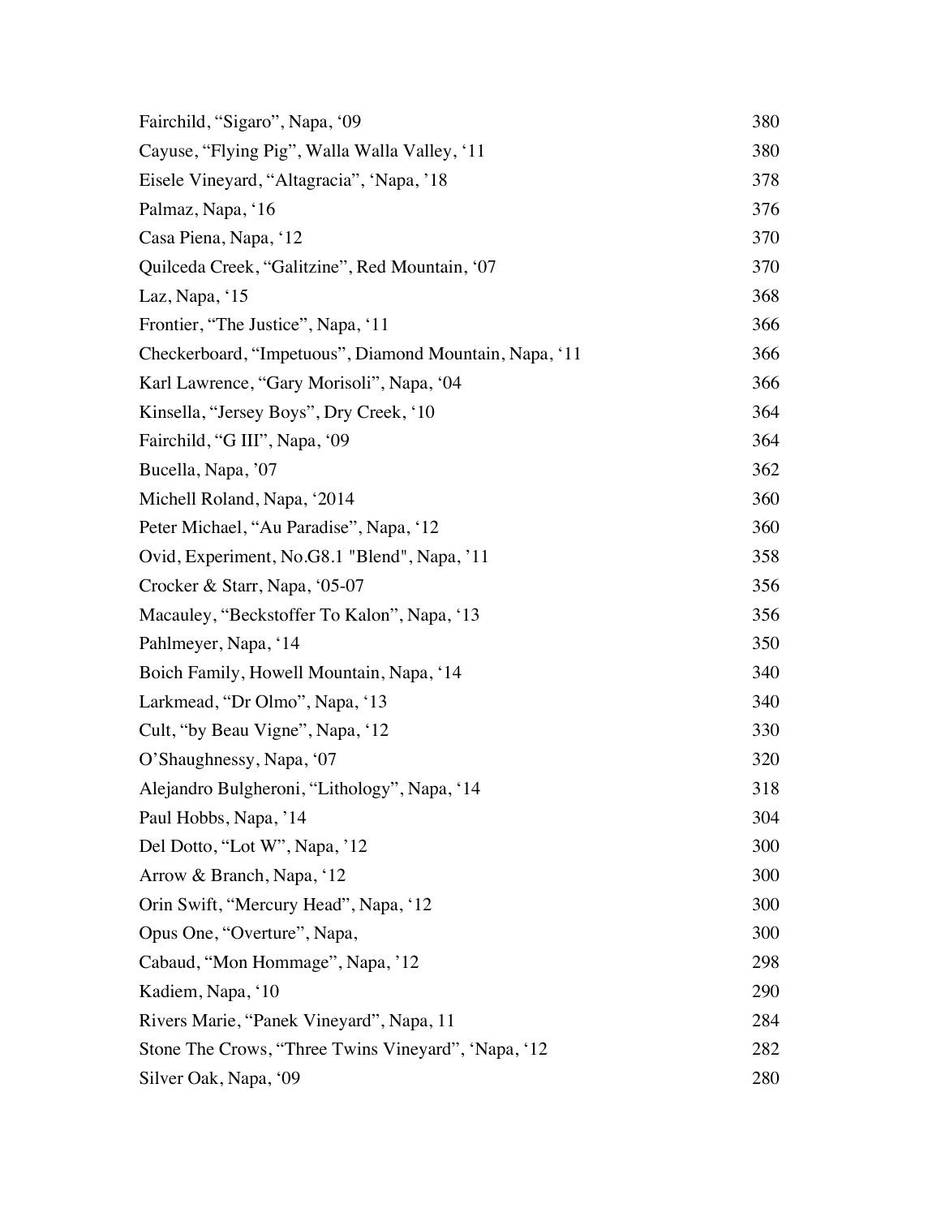| | |
|---|---|
| Fairchild, “Sigaro”, Napa, ‘09 | 380 |
| Cayuse, “Flying Pig”, Walla Walla Valley, ‘11 | 380 |
| Eisele Vineyard, “Altagracia”, ‘Napa, ’18 | 378 |
| Palmaz, Napa, ‘16 | 376 |
| Casa Piena, Napa, ‘12 | 370 |
| Quilceda Creek, “Galitzine”, Red Mountain, ‘07 | 370 |
| Laz, Napa, ‘15 | 368 |
| Frontier, “The Justice”, Napa, ‘11 | 366 |
| Checkerboard, “Impetuous”, Diamond Mountain, Napa, ‘11 | 366 |
| Karl Lawrence, “Gary Morisoli”, Napa, ‘04 | 366 |
| Kinsella, “Jersey Boys”, Dry Creek, ‘10 | 364 |
| Fairchild, “G III”, Napa, ‘09 | 364 |
| Bucella, Napa, ’07 | 362 |
| Michell Roland, Napa, ‘2014 | 360 |
| Peter Michael, “Au Paradise”, Napa, ‘12 | 360 |
| Ovid, Experiment, No.G8.1 "Blend", Napa, ’11 | 358 |
| Crocker & Starr, Napa, ‘05-07 | 356 |
| Macauley, “Beckstoffer To Kalon”, Napa, ‘13 | 356 |
| Pahlmeyer, Napa, ‘14 | 350 |
| Boich Family, Howell Mountain, Napa, ‘14 | 340 |
| Larkmead, “Dr Olmo”, Napa, ‘13 | 340 |
| Cult, “by Beau Vigne”, Napa, ‘12 | 330 |
| O’Shaughnessy, Napa, ‘07 | 320 |
| Alejandro Bulgheroni, “Lithology”, Napa, ‘14 | 318 |
| Paul Hobbs, Napa, ’14 | 304 |
| Del Dotto, “Lot W”, Napa, ’12 | 300 |
| Arrow & Branch, Napa, ‘12 | 300 |
| Orin Swift, “Mercury Head”, Napa, ‘12 | 300 |
| Opus One, “Overture”, Napa, | 300 |
| Cabaud, “Mon Hommage”, Napa, ’12 | 298 |
| Kadiem, Napa, ‘10 | 290 |
| Rivers Marie, “Panek Vineyard”, Napa, 11 | 284 |
| Stone The Crows, “Three Twins Vineyard”, ‘Napa, ‘12 | 282 |
| Silver Oak, Napa, ‘09 | 280 |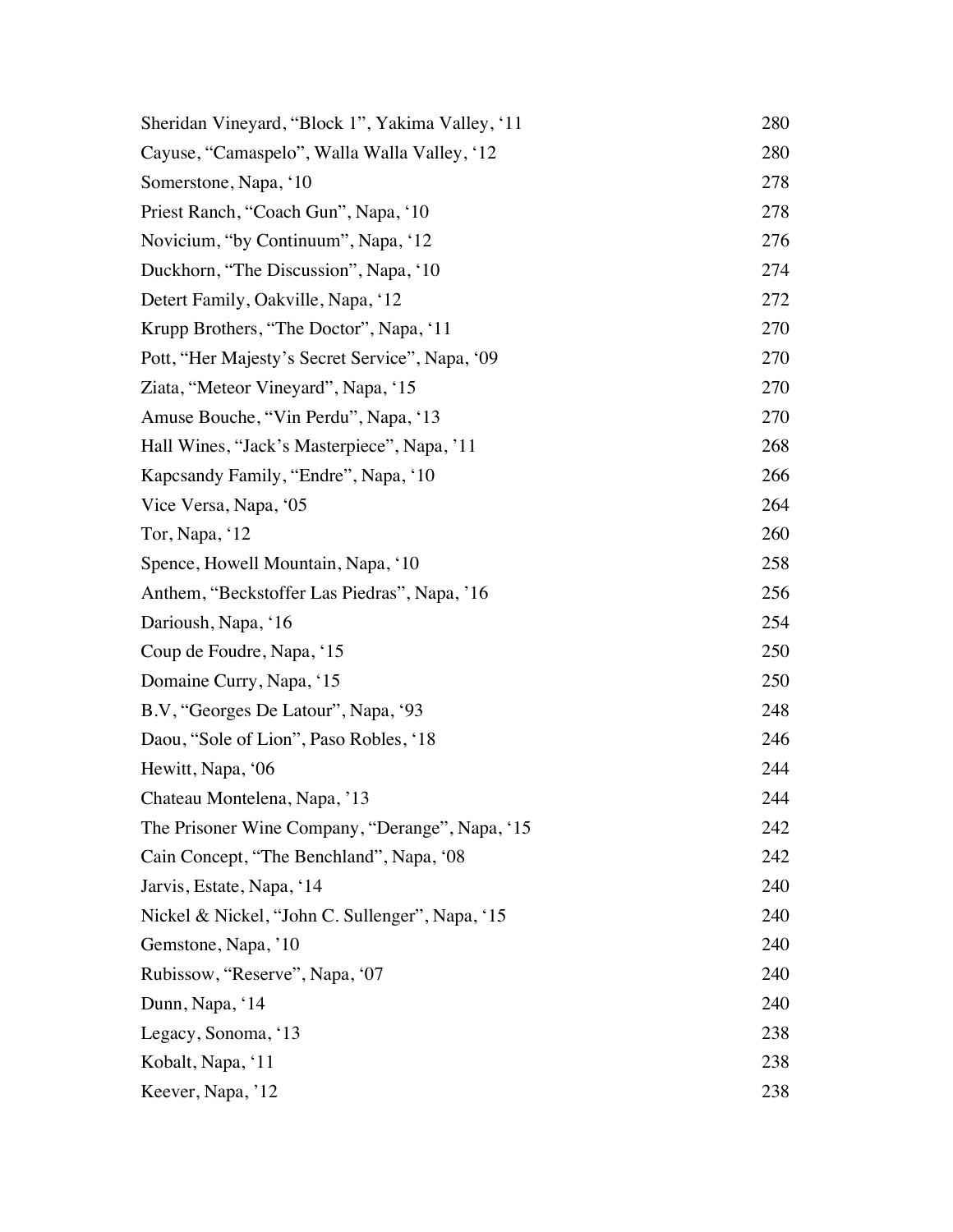| | |
|---|---|
| Sheridan Vineyard, “Block 1”, Yakima Valley, ‘11 | 280 |
| Cayuse, “Camaspelo”, Walla Walla Valley, ‘12 | 280 |
| Somerstone, Napa, ‘10 | 278 |
| Priest Ranch, “Coach Gun”, Napa, ‘10 | 278 |
| Novicium, “by Continuum”, Napa, ‘12 | 276 |
| Duckhorn, “The Discussion”, Napa, ‘10 | 274 |
| Detert Family, Oakville, Napa, ‘12 | 272 |
| Krupp Brothers, “The Doctor”, Napa, ‘11 | 270 |
| Pott, “Her Majesty’s Secret Service”, Napa, ‘09 | 270 |
| Ziata, “Meteor Vineyard”, Napa, ‘15 | 270 |
| Amuse Bouche, “Vin Perdu”, Napa, ‘13 | 270 |
| Hall Wines, “Jack’s Masterpiece”, Napa, ’11 | 268 |
| Kapcsandy Family, “Endre”, Napa, ‘10 | 266 |
| Vice Versa, Napa, ‘05 | 264 |
| Tor, Napa, ‘12 | 260 |
| Spence, Howell Mountain, Napa, ‘10 | 258 |
| Anthem, “Beckstoffer Las Piedras”, Napa, ’16 | 256 |
| Darioush, Napa, ‘16 | 254 |
| Coup de Foudre, Napa, ‘15 | 250 |
| Domaine Curry, Napa, ‘15 | 250 |
| B.V, “Georges De Latour”, Napa, ‘93 | 248 |
| Daou, “Sole of Lion”, Paso Robles, ‘18 | 246 |
| Hewitt, Napa, ‘06 | 244 |
| Chateau Montelena, Napa, ’13 | 244 |
| The Prisoner Wine Company, “Derange”, Napa, ‘15 | 242 |
| Cain Concept, “The Benchland”, Napa, ‘08 | 242 |
| Jarvis, Estate, Napa, ‘14 | 240 |
| Nickel & Nickel, “John C. Sullenger”, Napa, ‘15 | 240 |
| Gemstone, Napa, ’10 | 240 |
| Rubissow, “Reserve”, Napa, ‘07 | 240 |
| Dunn, Napa, ‘14 | 240 |
| Legacy, Sonoma, ‘13 | 238 |
| Kobalt, Napa, ‘11 | 238 |
| Keever, Napa, ’12 | 238 |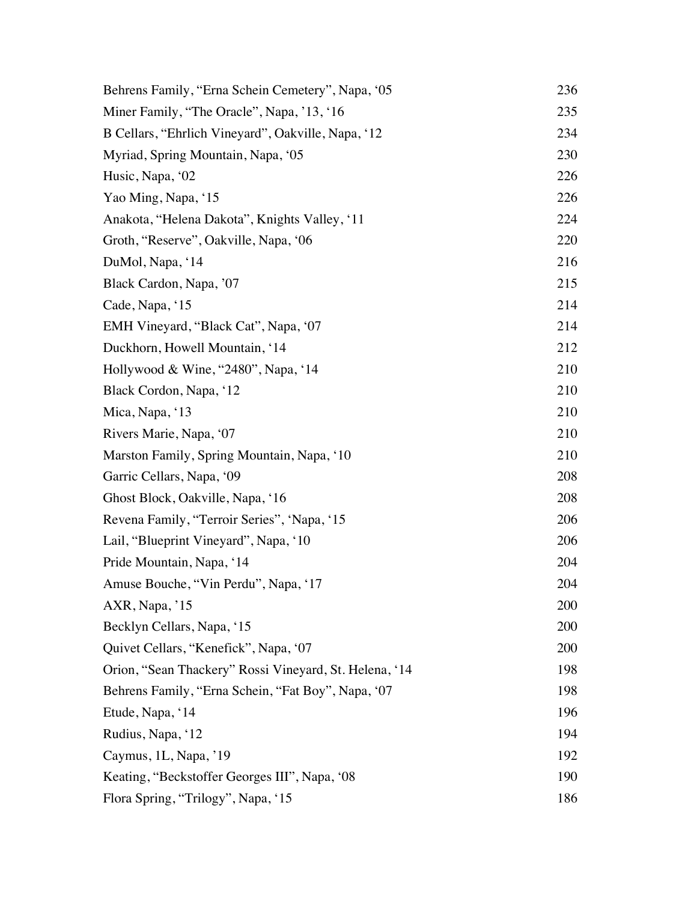| | |
|---|---|
| Behrens Family, "Erna Schein Cemetery", Napa, '05 | 236 |
| Miner Family, "The Oracle", Napa, '13, '16 | 235 |
| B Cellars, "Ehrlich Vineyard", Oakville, Napa, '12 | 234 |
| Myriad, Spring Mountain, Napa, '05 | 230 |
| Husic, Napa, '02 | 226 |
| Yao Ming, Napa, '15 | 226 |
| Anakota, "Helena Dakota", Knights Valley, '11 | 224 |
| Groth, "Reserve", Oakville, Napa, '06 | 220 |
| DuMol, Napa, '14 | 216 |
| Black Cardon, Napa, '07 | 215 |
| Cade, Napa, '15 | 214 |
| EMH Vineyard, "Black Cat", Napa, '07 | 214 |
| Duckhorn, Howell Mountain, '14 | 212 |
| Hollywood & Wine, "2480", Napa, '14 | 210 |
| Black Cordon, Napa, '12 | 210 |
| Mica, Napa, '13 | 210 |
| Rivers Marie, Napa, '07 | 210 |
| Marston Family, Spring Mountain, Napa, '10 | 210 |
| Garric Cellars, Napa, '09 | 208 |
| Ghost Block, Oakville, Napa, '16 | 208 |
| Revena Family, "Terroir Series", 'Napa, '15 | 206 |
| Lail, "Blueprint Vineyard", Napa, '10 | 206 |
| Pride Mountain, Napa, '14 | 204 |
| Amuse Bouche, "Vin Perdu", Napa, '17 | 204 |
| AXR, Napa, '15 | 200 |
| Becklyn Cellars, Napa, '15 | 200 |
| Quivet Cellars, "Kenefick", Napa, '07 | 200 |
| Orion, "Sean Thackery" Rossi Vineyard, St. Helena, '14 | 198 |
| Behrens Family, "Erna Schein, "Fat Boy", Napa, '07 | 198 |
| Etude, Napa, '14 | 196 |
| Rudius, Napa, '12 | 194 |
| Caymus, 1L, Napa, '19 | 192 |
| Keating, "Beckstoffer Georges III", Napa, '08 | 190 |
| Flora Spring, "Trilogy", Napa, '15 | 186 |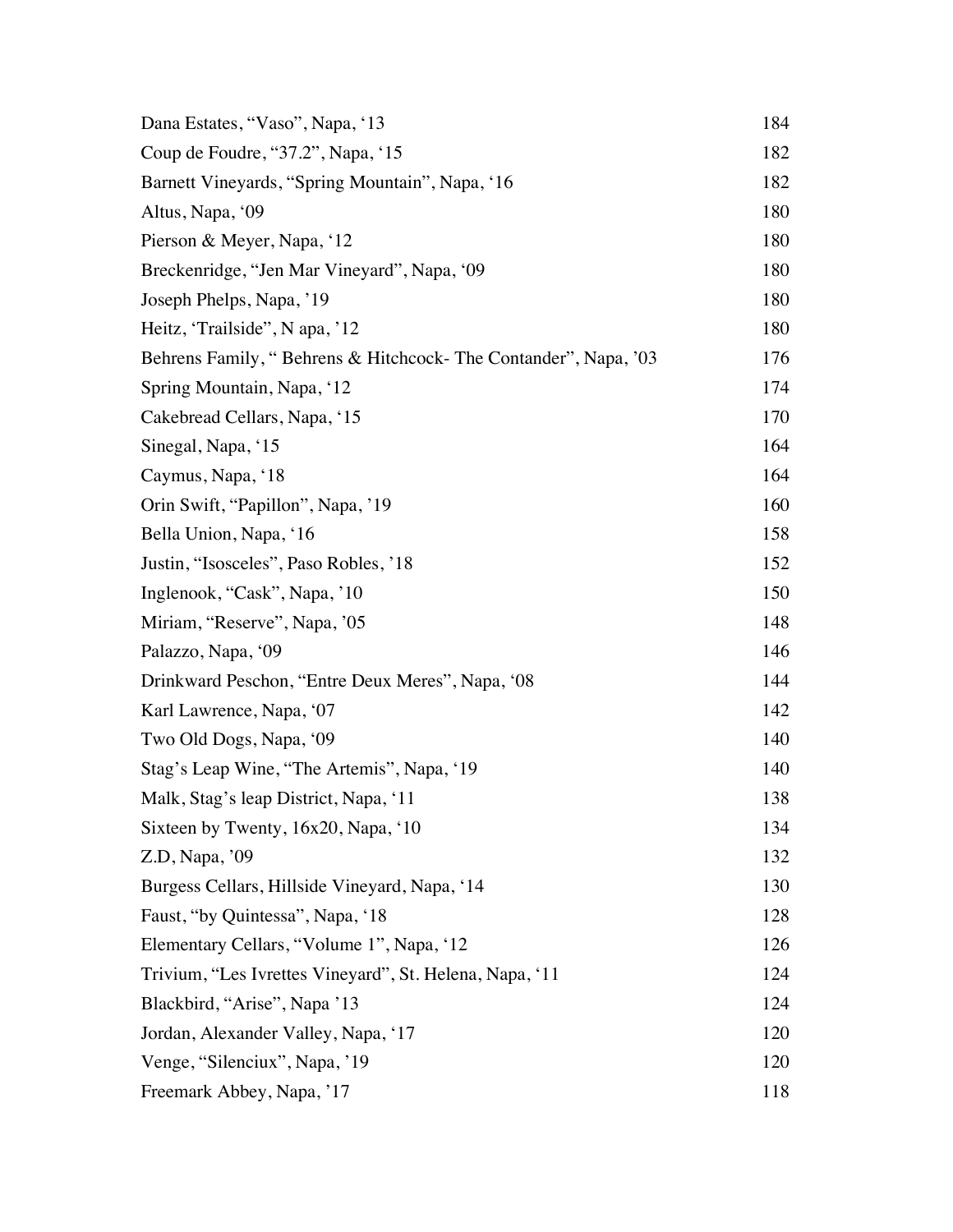| | |
|---|---|
| Dana Estates, "Vaso", Napa, '13 | 184 |
| Coup de Foudre, "37.2", Napa, '15 | 182 |
| Barnett Vineyards, "Spring Mountain", Napa, '16 | 182 |
| Altus, Napa, '09 | 180 |
| Pierson & Meyer, Napa, '12 | 180 |
| Breckenridge, "Jen Mar Vineyard", Napa, '09 | 180 |
| Joseph Phelps, Napa, '19 | 180 |
| Heitz, 'Trailside", N apa, '12 | 180 |
| Behrens Family, " Behrens & Hitchcock- The Contander", Napa, '03 | 176 |
| Spring Mountain, Napa, '12 | 174 |
| Cakebread Cellars, Napa, '15 | 170 |
| Sinegal, Napa, '15 | 164 |
| Caymus, Napa, '18 | 164 |
| Orin Swift, "Papillon", Napa, '19 | 160 |
| Bella Union, Napa, '16 | 158 |
| Justin, "Isosceles", Paso Robles, '18 | 152 |
| Inglenook, "Cask", Napa, '10 | 150 |
| Miriam, "Reserve", Napa, '05 | 148 |
| Palazzo, Napa, '09 | 146 |
| Drinkward Peschon, "Entre Deux Meres", Napa, '08 | 144 |
| Karl Lawrence, Napa, '07 | 142 |
| Two Old Dogs, Napa, '09 | 140 |
| Stag's Leap Wine, "The Artemis", Napa, '19 | 140 |
| Malk, Stag's leap District, Napa, '11 | 138 |
| Sixteen by Twenty, 16x20, Napa, '10 | 134 |
| Z.D, Napa, '09 | 132 |
| Burgess Cellars, Hillside Vineyard, Napa, '14 | 130 |
| Faust, "by Quintessa", Napa, '18 | 128 |
| Elementary Cellars, "Volume 1", Napa, '12 | 126 |
| Trivium, "Les Ivrettes Vineyard", St. Helena, Napa, '11 | 124 |
| Blackbird, "Arise", Napa '13 | 124 |
| Jordan, Alexander Valley, Napa, '17 | 120 |
| Venge, "Silenciux", Napa, '19 | 120 |
| Freemark Abbey, Napa, '17 | 118 |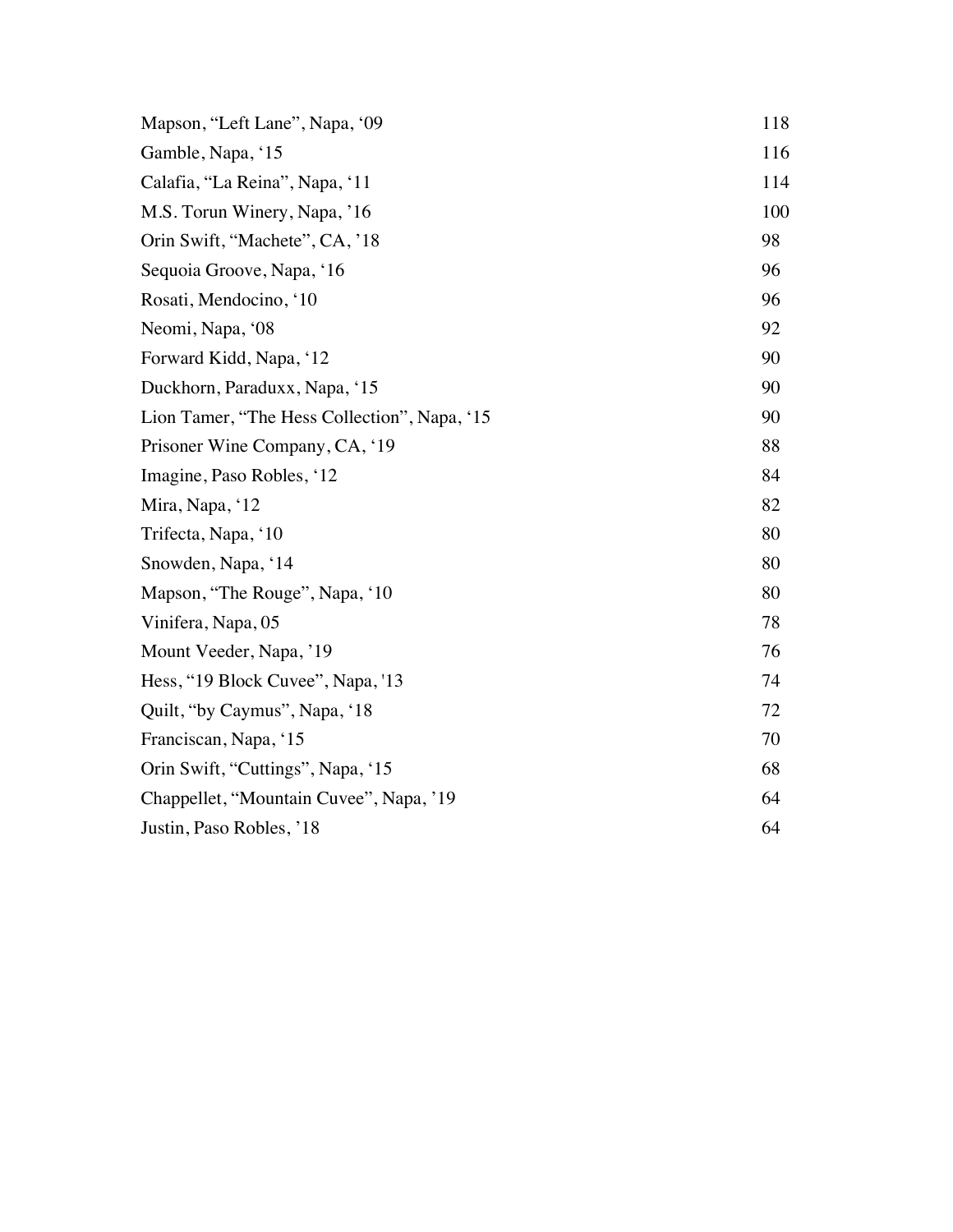| | |
|---|---|
| Mapson, "Left Lane", Napa, '09 | 118 |
| Gamble, Napa, '15 | 116 |
| Calafia, "La Reina", Napa, '11 | 114 |
| M.S. Torun Winery, Napa, '16 | 100 |
| Orin Swift, "Machete", CA, '18 | 98 |
| Sequoia Groove, Napa, '16 | 96 |
| Rosati, Mendocino, '10 | 96 |
| Neomi, Napa, '08 | 92 |
| Forward Kidd, Napa, '12 | 90 |
| Duckhorn, Paraduxx, Napa, '15 | 90 |
| Lion Tamer, "The Hess Collection", Napa, '15 | 90 |
| Prisoner Wine Company, CA, '19 | 88 |
| Imagine, Paso Robles, '12 | 84 |
| Mira, Napa, '12 | 82 |
| Trifecta, Napa, '10 | 80 |
| Snowden, Napa, '14 | 80 |
| Mapson, "The Rouge", Napa, '10 | 80 |
| Vinifera, Napa, 05 | 78 |
| Mount Veeder, Napa, '19 | 76 |
| Hess, "19 Block Cuvee", Napa, '13 | 74 |
| Quilt, "by Caymus", Napa, '18 | 72 |
| Franciscan, Napa, '15 | 70 |
| Orin Swift, "Cuttings", Napa, '15 | 68 |
| Chappellet, "Mountain Cuvee", Napa, '19 | 64 |
| Justin, Paso Robles, '18 | 64 |